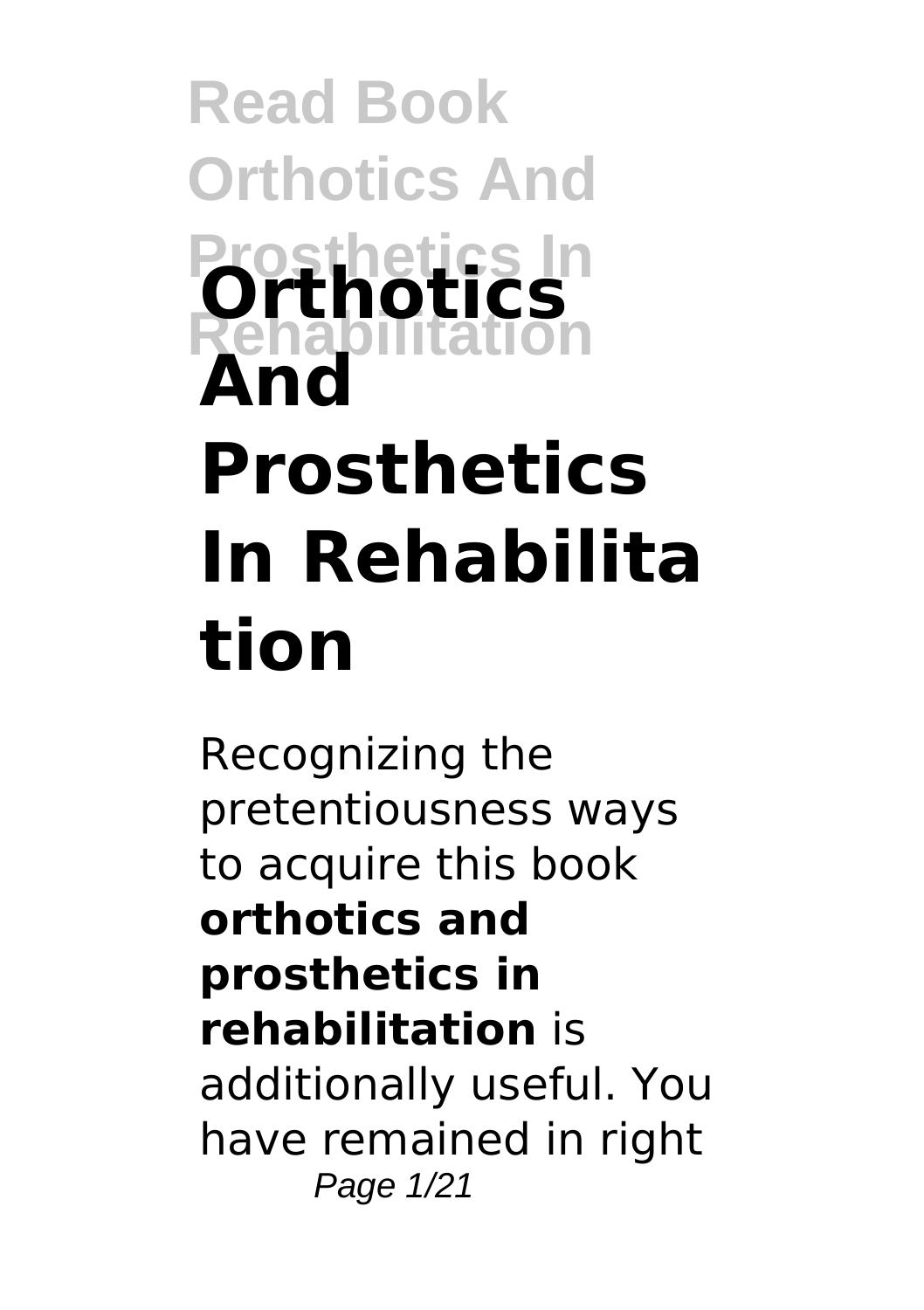# Read Book Orthotics And Prosthetics In Rehabilitation

# Orthotics And Prosthetics In Rehabilitation

Recognizing the pretentiousness ways to acquire this book **orthotics and prosthetics in rehabilitation** is additionally useful. You have remained in right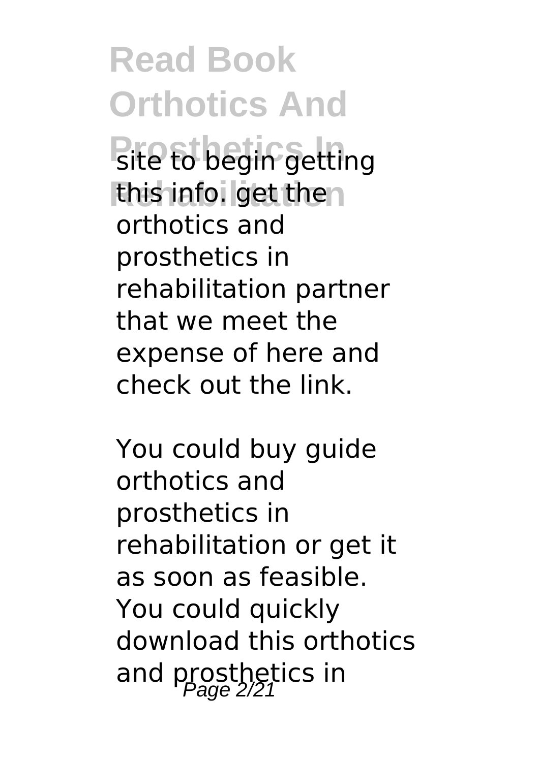site to begin getting this info. get the orthotics and prosthetics in rehabilitation partner that we meet the expense of here and check out the link.

You could buy guide orthotics and prosthetics in rehabilitation or get it as soon as feasible. You could quickly download this orthotics and prosthetics in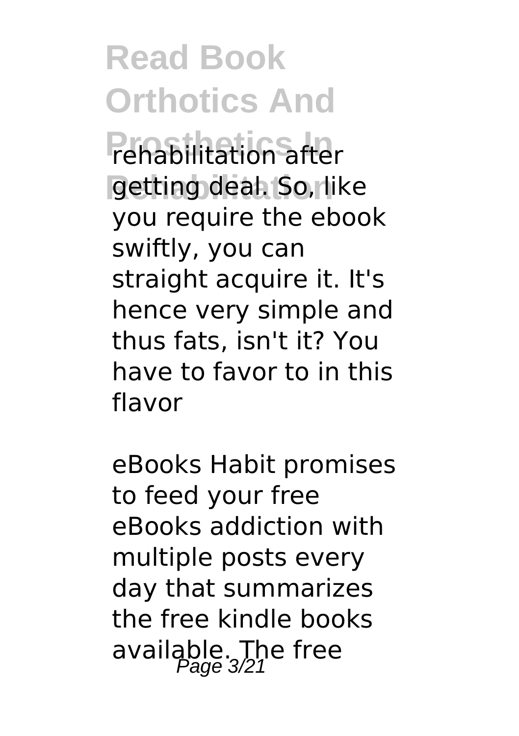rehabilitation after getting deal. So, like you require the ebook swiftly, you can straight acquire it. It's hence very simple and thus fats, isn't it? You have to favor to in this flavor

eBooks Habit promises to feed your free eBooks addiction with multiple posts every day that summarizes the free kindle books available. The free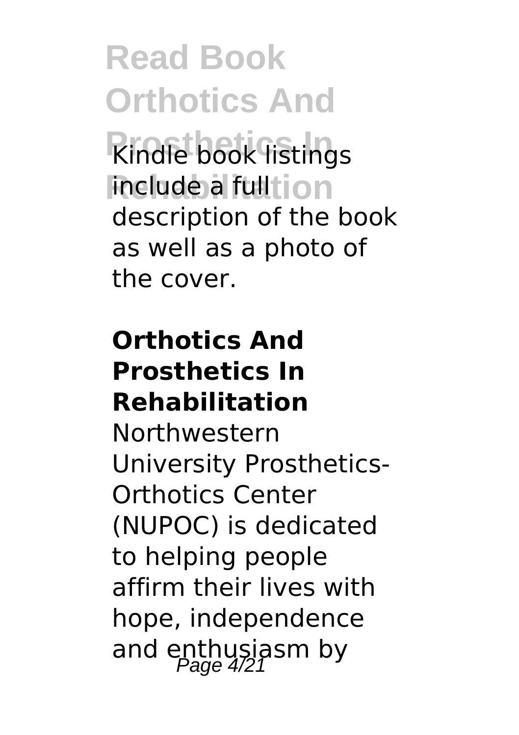Kindle book listings include a full description of the book as well as a photo of the cover.

**Orthotics And Prosthetics In Rehabilitation**

Northwestern University Prosthetics-Orthotics Center (NUPOC) is dedicated to helping people affirm their lives with hope, independence and enthusiasm by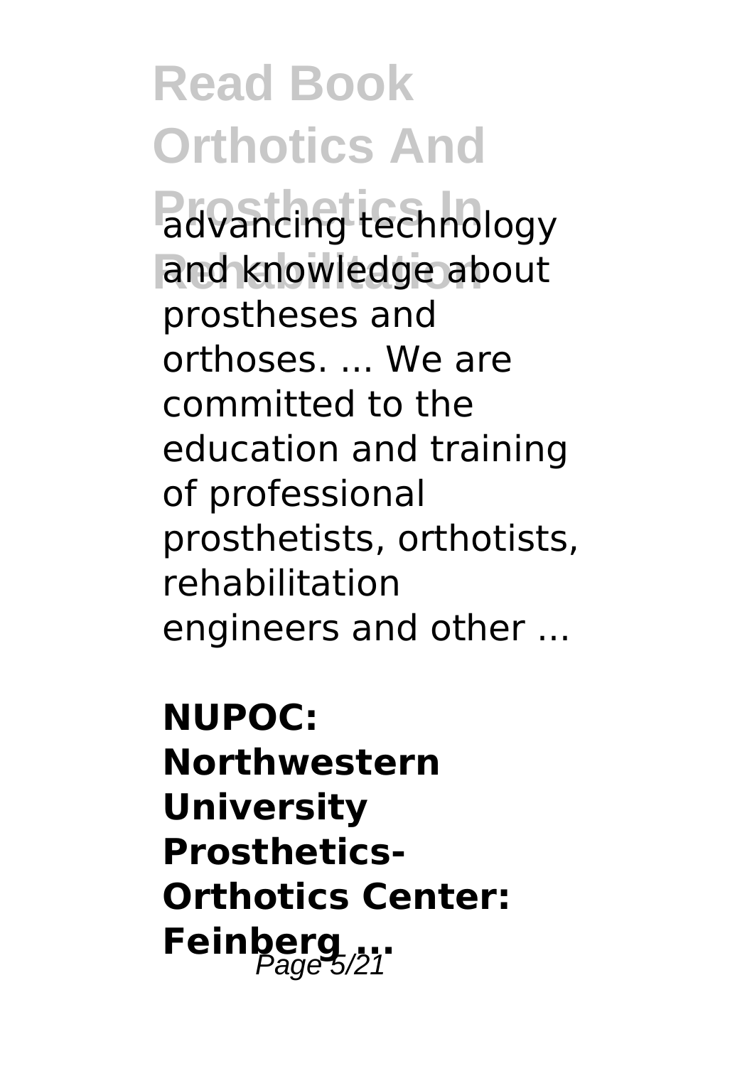advancing technology and knowledge about prostheses and orthoses. ... We are committed to the education and training of professional prosthetists, orthotists, rehabilitation engineers and other ...

**NUPOC: Northwestern University Prosthetics-Orthotics Center: Feinberg ...**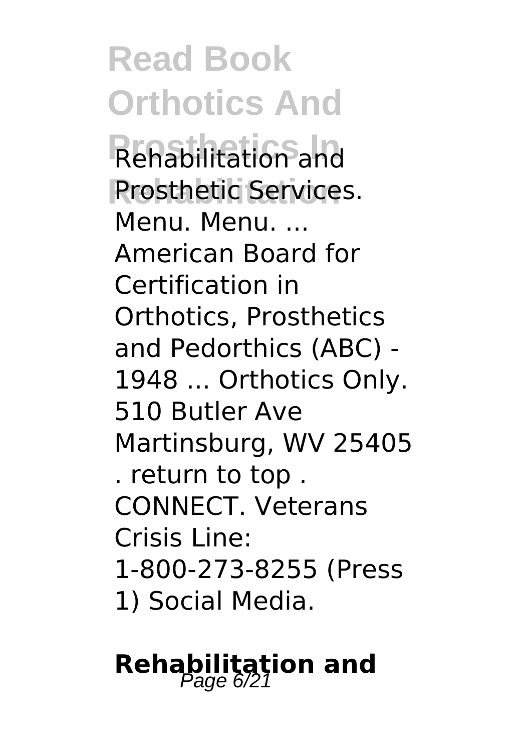Rehabilitation and Prosthetic Services. Menu. Menu. ... American Board for Certification in Orthotics, Prosthetics and Pedorthics (ABC) - 1948 ... Orthotics Only. 510 Butler Ave Martinsburg, WV 25405 . return to top . CONNECT. Veterans Crisis Line: 1-800-273-8255 (Press 1) Social Media.

## Rehabilitation and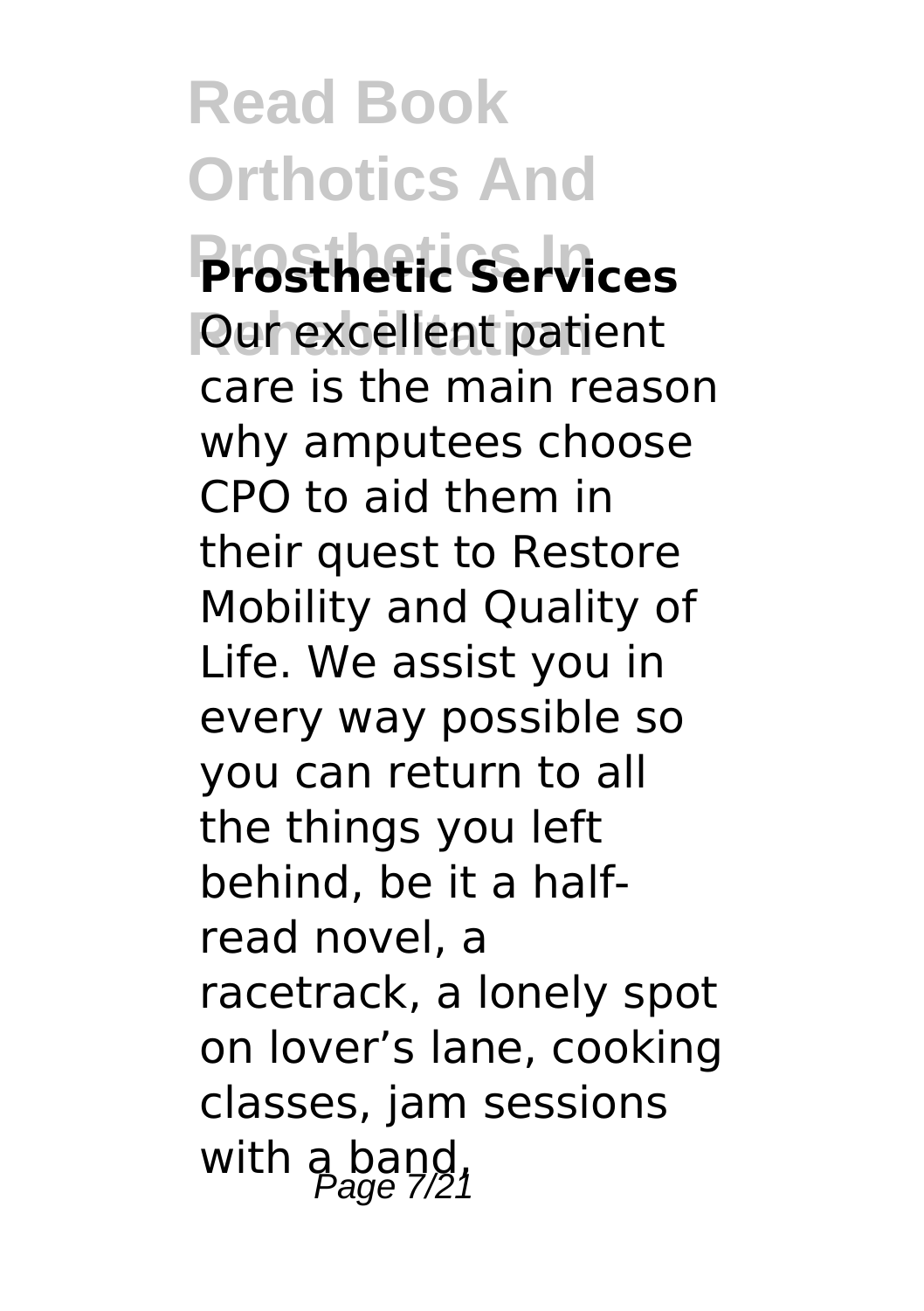**Prosthetic Services**

Our excellent patient care is the main reason why amputees choose CPO to aid them in their quest to Restore Mobility and Quality of Life. We assist you in every way possible so you can return to all the things you left behind, be it a half-read novel, a racetrack, a lonely spot on lover's lane, cooking classes, jam sessions with a band,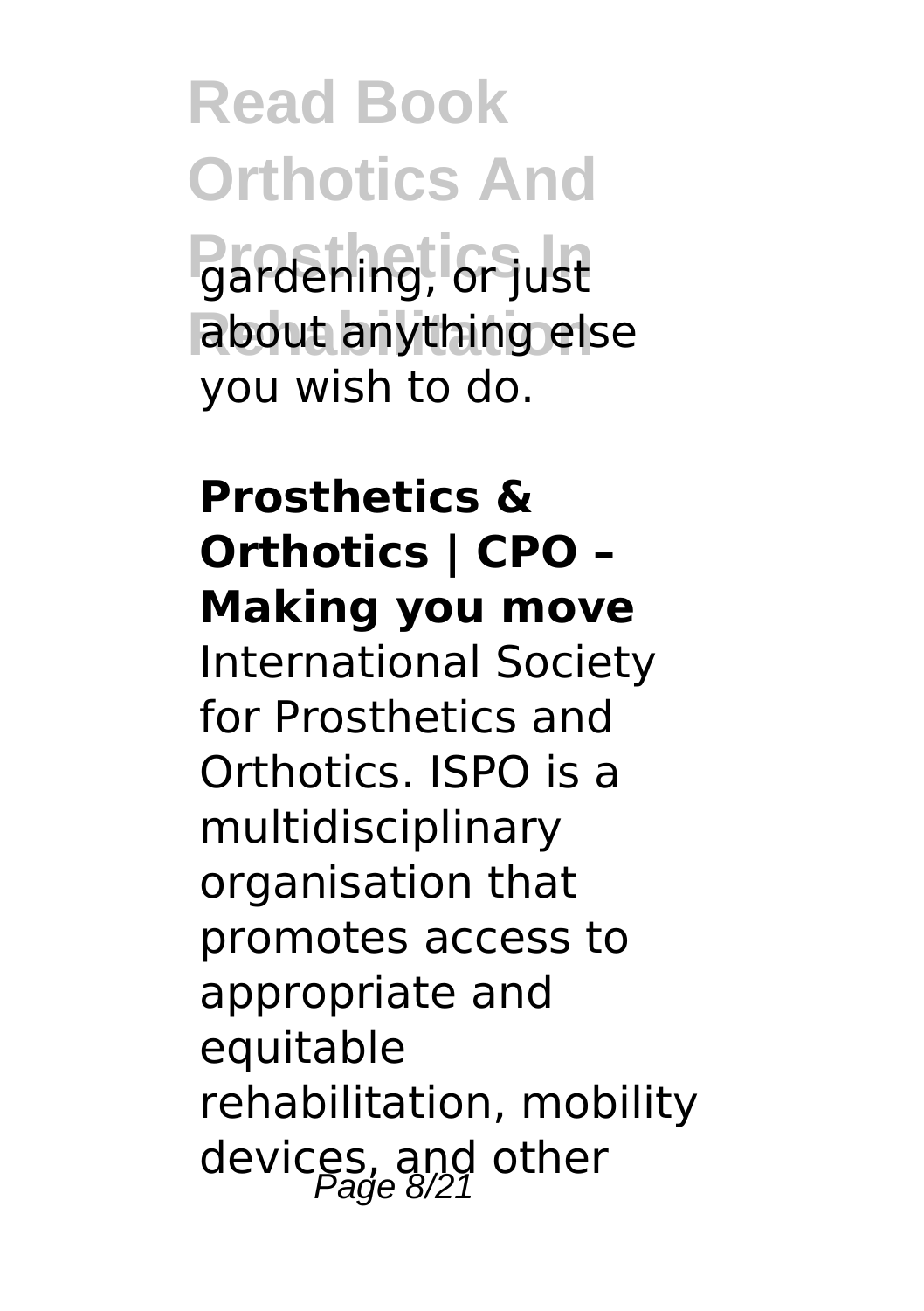gardening, or just about anything else you wish to do.

**Prosthetics & Orthotics | CPO – Making you move**

International Society for Prosthetics and Orthotics. ISPO is a multidisciplinary organisation that promotes access to appropriate and equitable rehabilitation, mobility devices, and other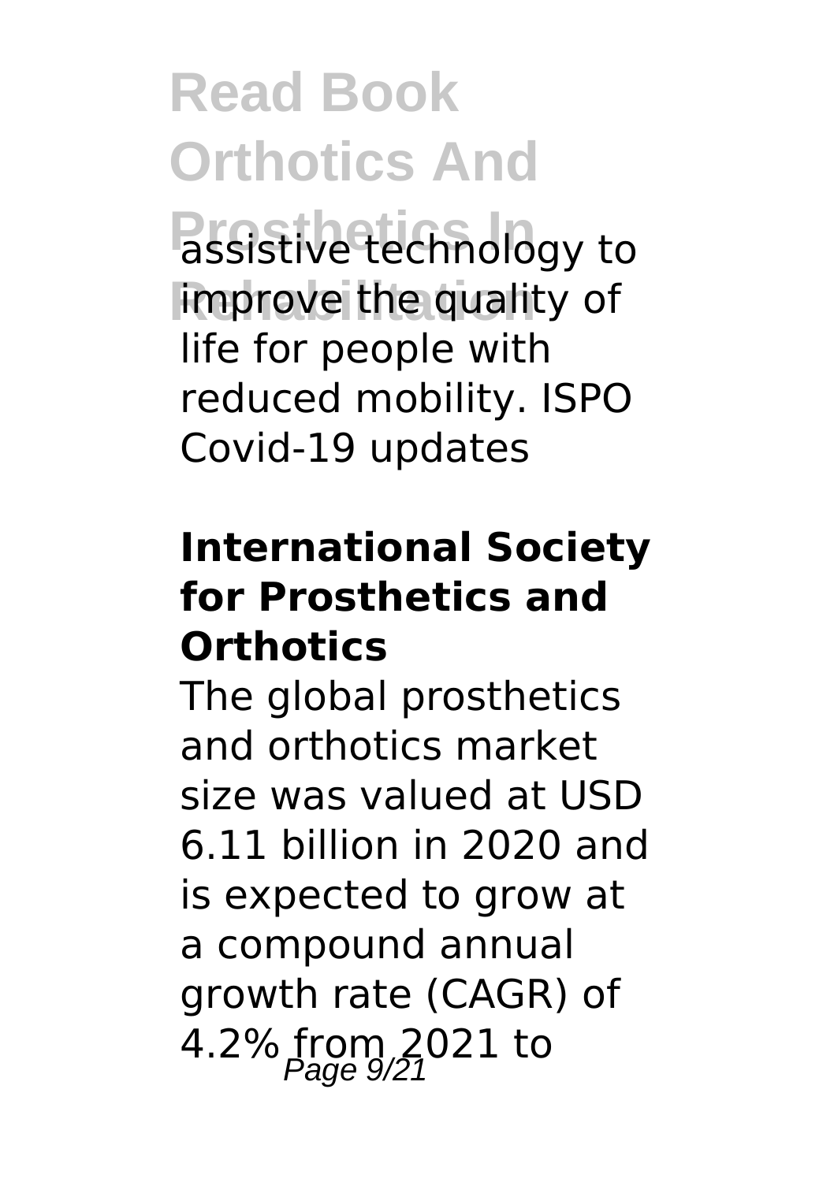assistive technology to improve the quality of life for people with reduced mobility. ISPO Covid-19 updates

### International Society for Prosthetics and Orthotics

The global prosthetics and orthotics market size was valued at USD 6.11 billion in 2020 and is expected to grow at a compound annual growth rate (CAGR) of 4.2% from 2021 to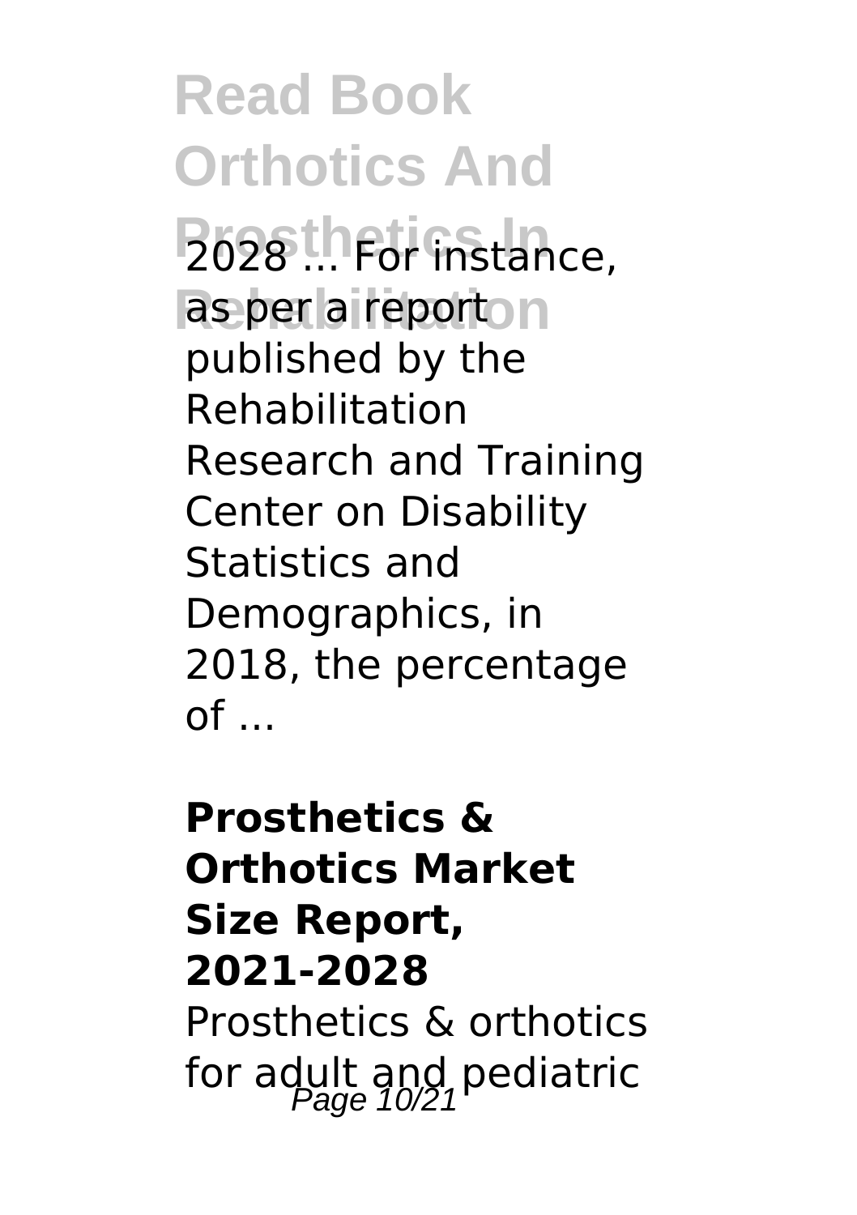2028 ... For instance, as per a report published by the Rehabilitation Research and Training Center on Disability Statistics and Demographics, in 2018, the percentage of ...

**Prosthetics & Orthotics Market Size Report, 2021-2028**

Prosthetics & orthotics for adult and pediatric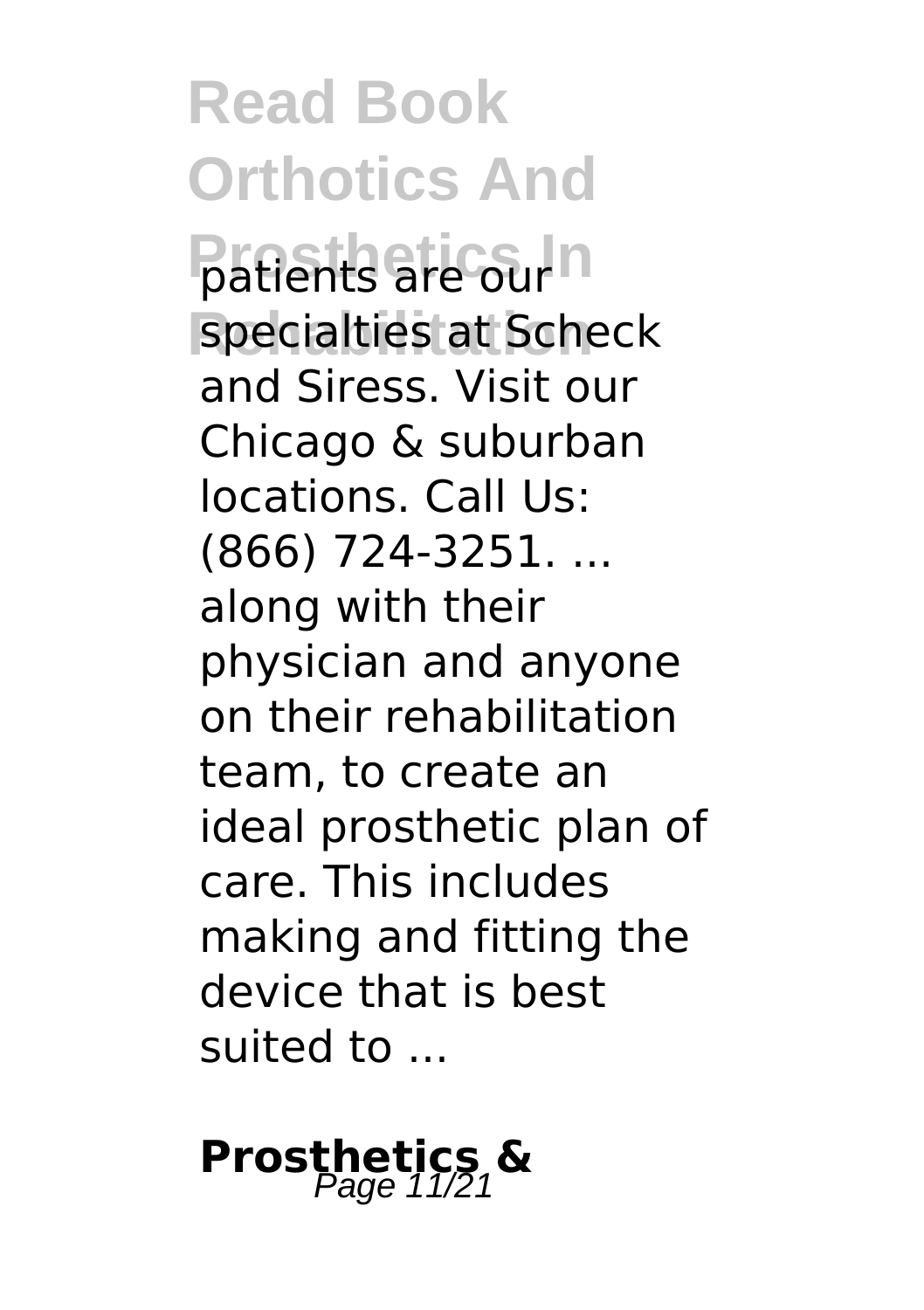patients are our specialties at Scheck and Siress. Visit our Chicago & suburban locations. Call Us: (866) 724-3251. ... along with their physician and anyone on their rehabilitation team, to create an ideal prosthetic plan of care. This includes making and fitting the device that is best suited to ...

## Prosthetics &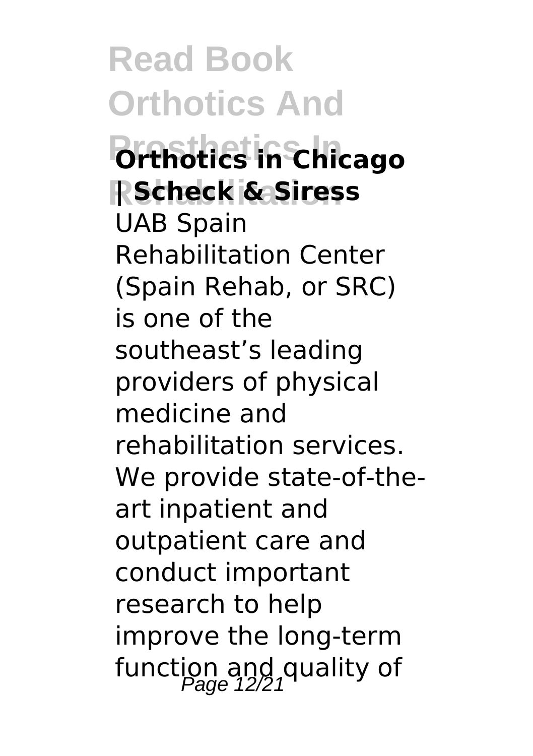**Orthotics in Chicago | Scheck & Siress**

UAB Spain Rehabilitation Center (Spain Rehab, or SRC) is one of the southeast's leading providers of physical medicine and rehabilitation services. We provide state-of-the-art inpatient and outpatient care and conduct important research to help improve the long-term function and quality of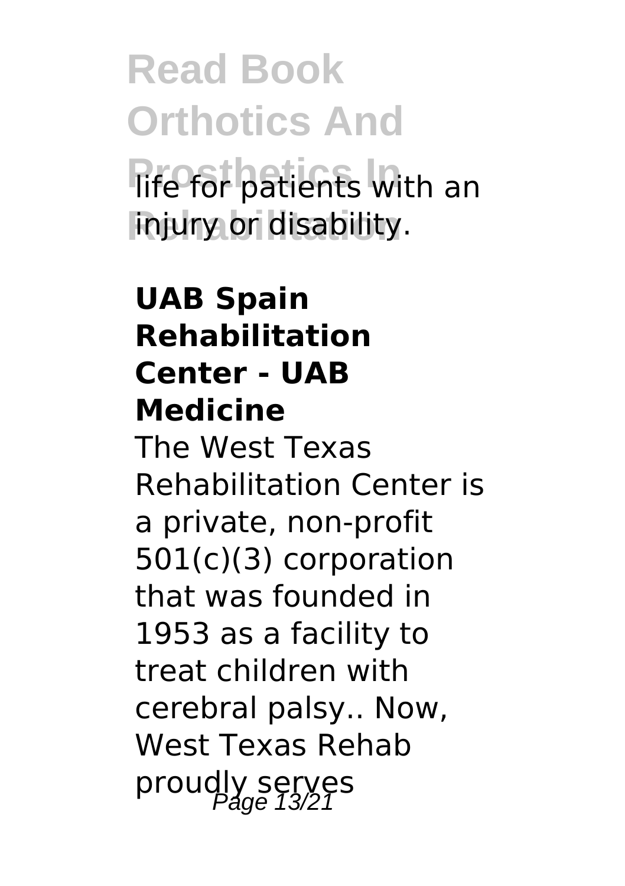life for patients with an injury or disability.

**UAB Spain Rehabilitation Center - UAB Medicine**

The West Texas Rehabilitation Center is a private, non-profit 501(c)(3) corporation that was founded in 1953 as a facility to treat children with cerebral palsy.. Now, West Texas Rehab proudly serves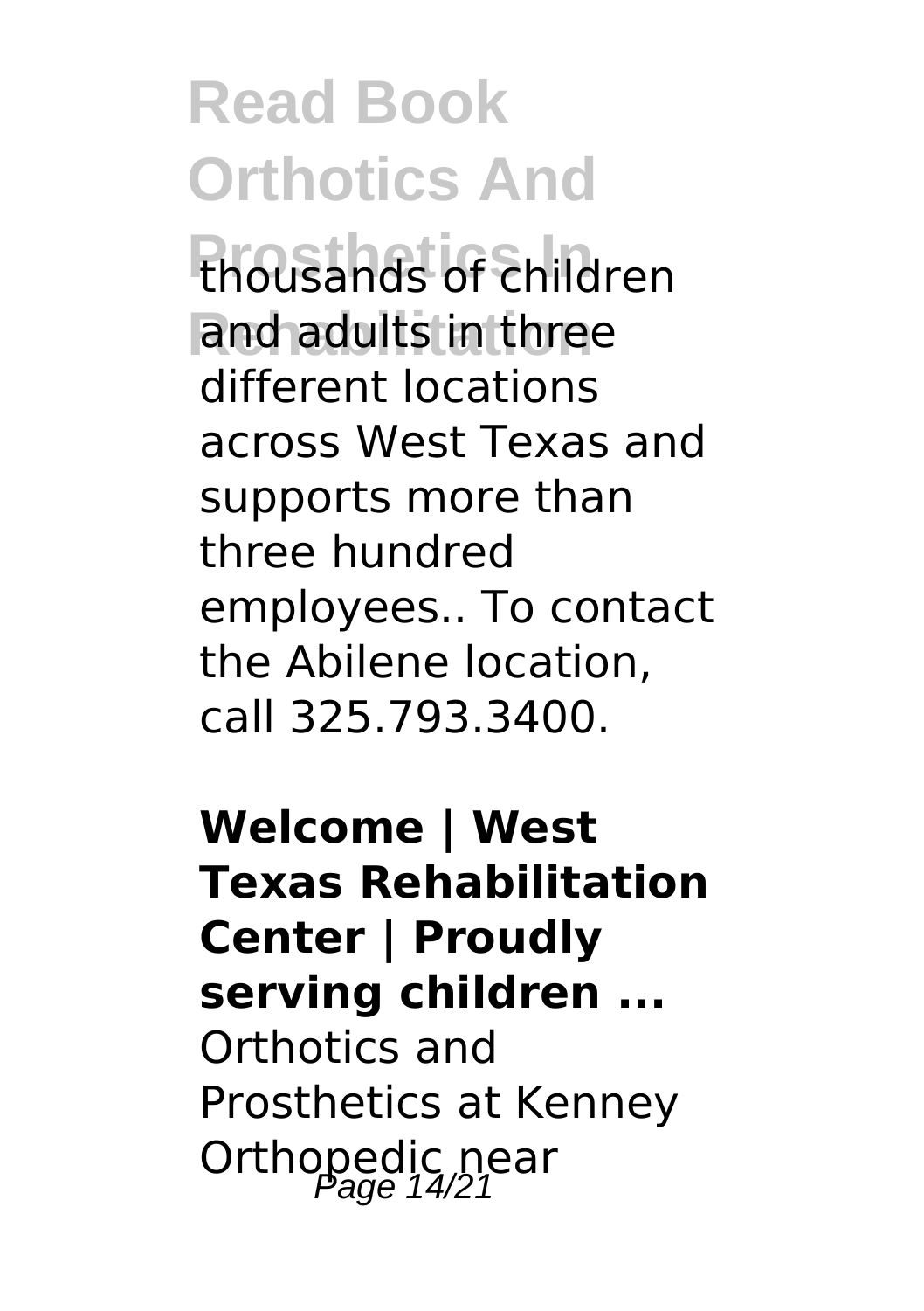thousands of children and adults in three different locations across West Texas and supports more than three hundred employees.. To contact the Abilene location, call 325.793.3400.

**Welcome | West Texas Rehabilitation Center | Proudly serving children ...**

Orthotics and Prosthetics at Kenney Orthopedic near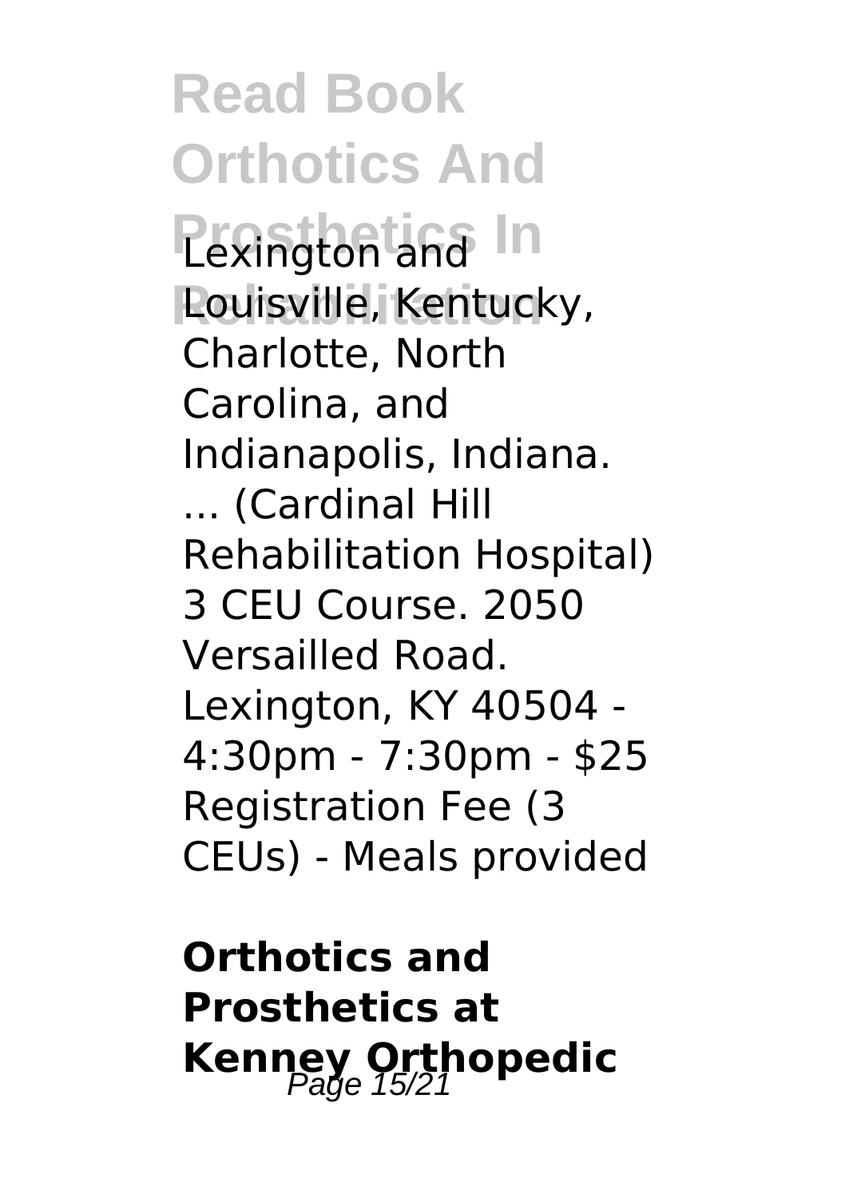Lexington and Louisville, Kentucky, Charlotte, North Carolina, and Indianapolis, Indiana. ... (Cardinal Hill Rehabilitation Hospital) 3 CEU Course. 2050 Versailled Road. Lexington, KY 40504 - 4:30pm - 7:30pm - $25 Registration Fee (3 CEUs) - Meals provided

**Orthotics and Prosthetics at Kenney Orthopedic**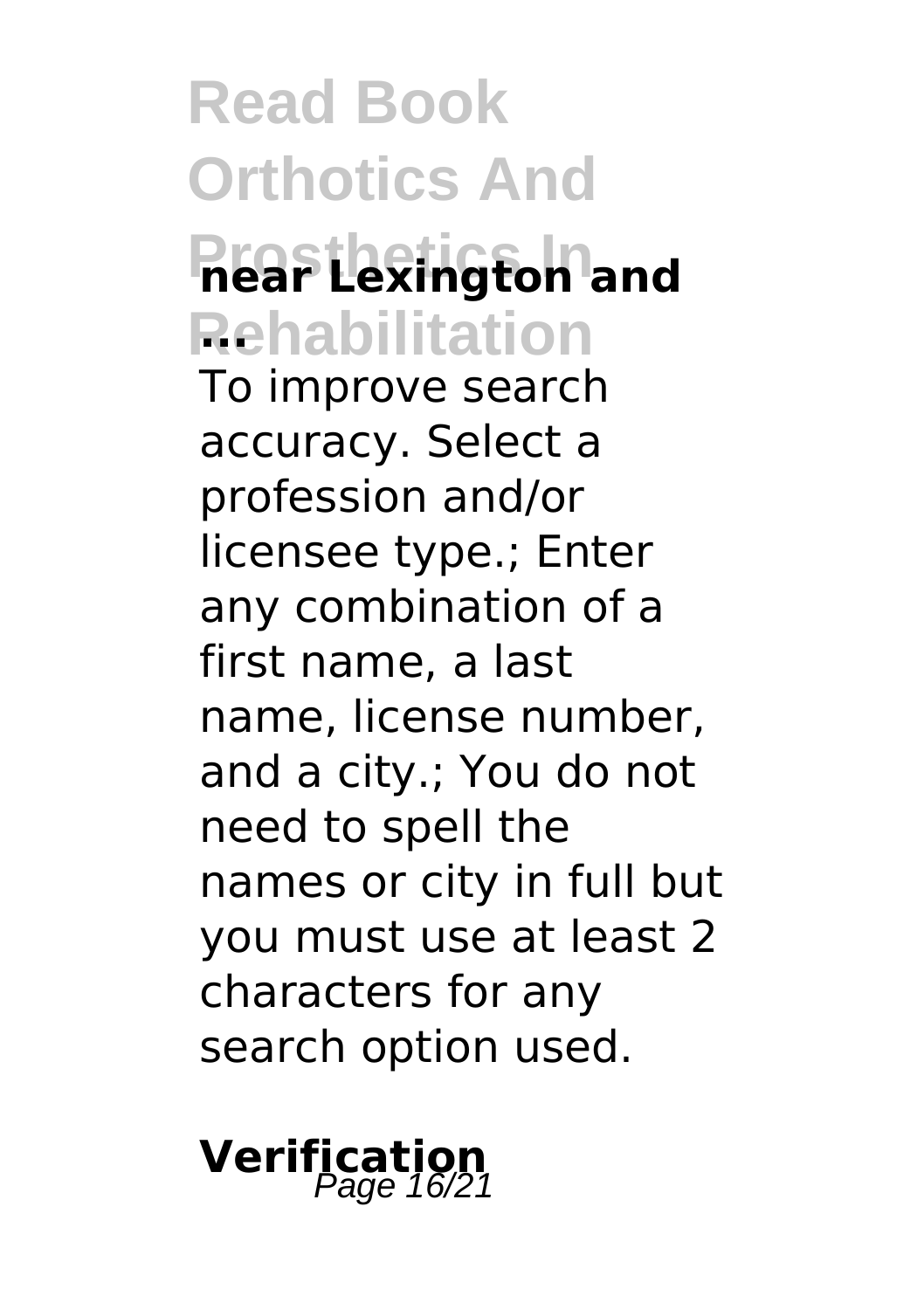**near Lexington and ...**

To improve search accuracy. Select a profession and/or licensee type.; Enter any combination of a first name, a last name, license number, and a city.; You do not need to spell the names or city in full but you must use at least 2 characters for any search option used.

**Verification**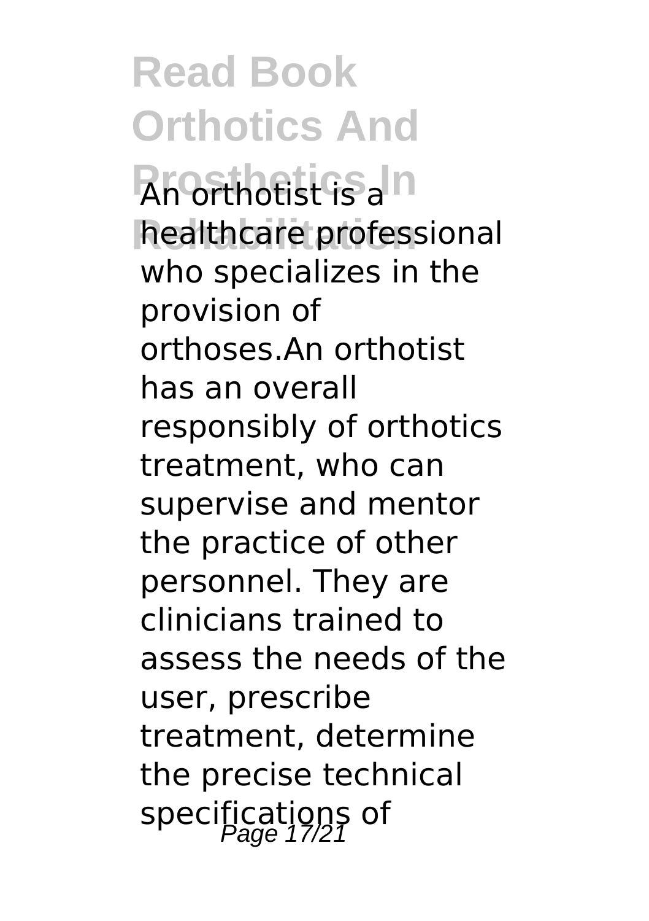An orthotist is a healthcare professional who specializes in the provision of orthoses.An orthotist has an overall responsibly of orthotics treatment, who can supervise and mentor the practice of other personnel. They are clinicians trained to assess the needs of the user, prescribe treatment, determine the precise technical specifications of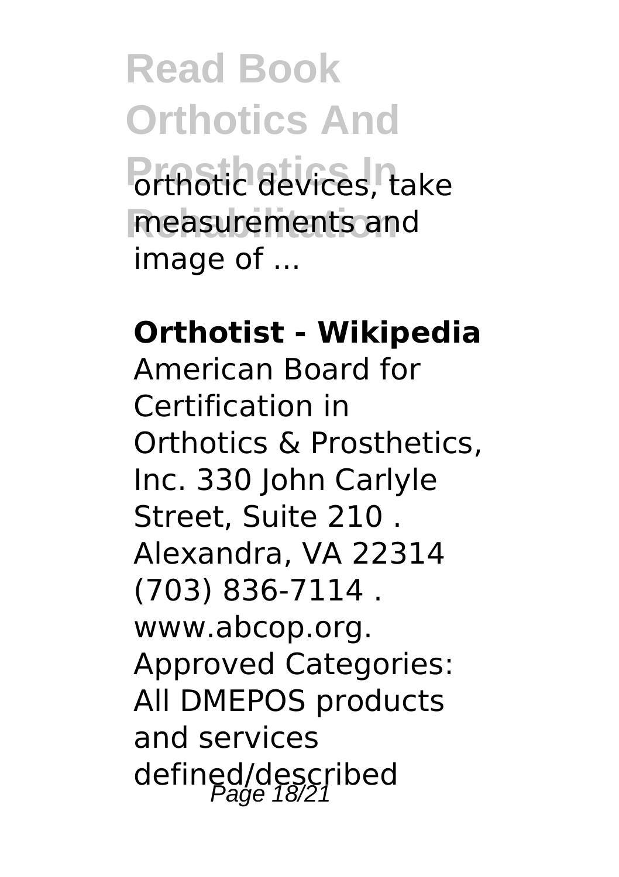orthotic devices, take measurements and image of ...

**Orthotist - Wikipedia**

American Board for Certification in Orthotics & Prosthetics, Inc. 330 John Carlyle Street, Suite 210 . Alexandra, VA 22314 (703) 836-7114 . www.abcop.org. Approved Categories: All DMEPOS products and services defined/described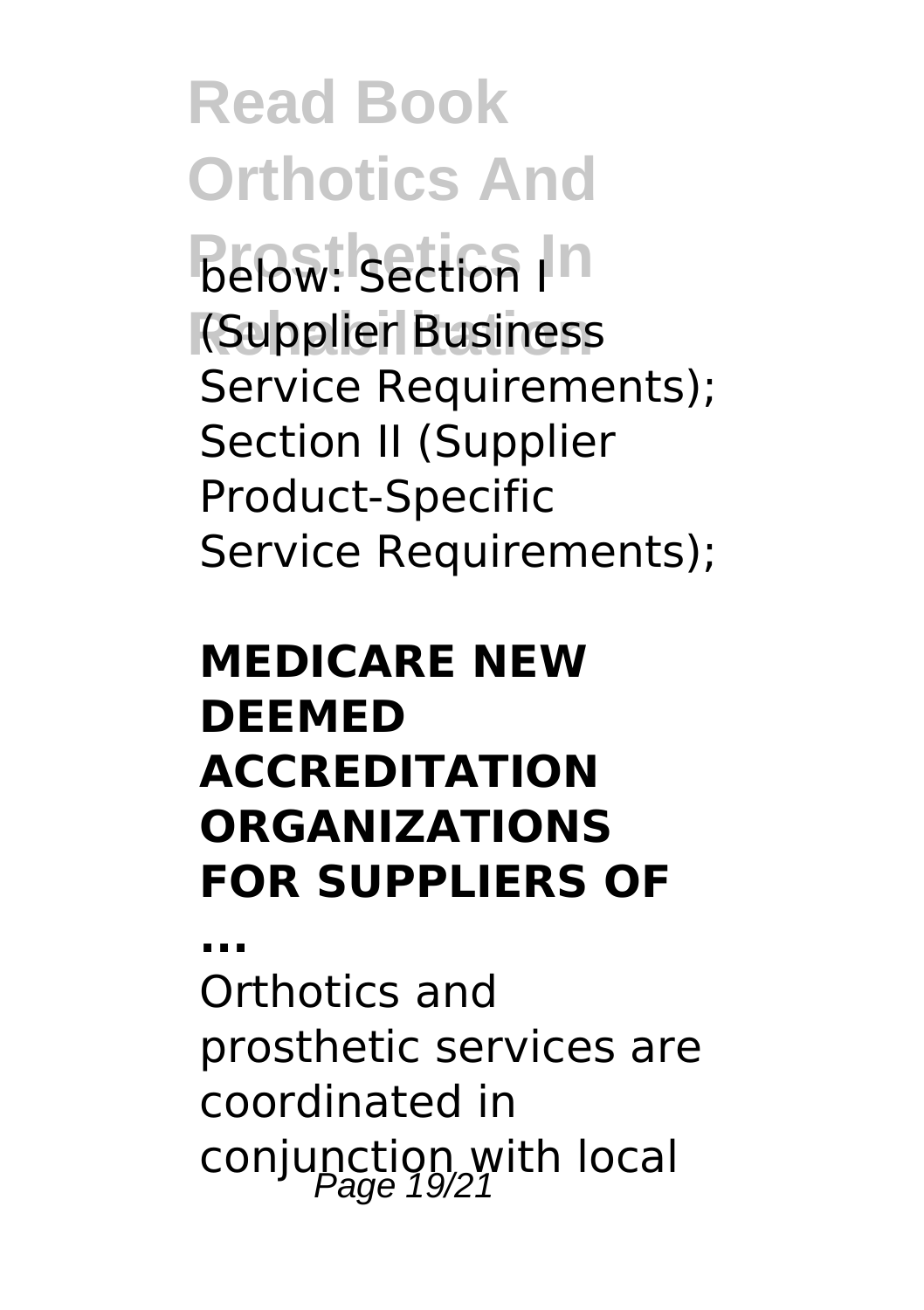below: Section I (Supplier Business Service Requirements); Section II (Supplier Product-Specific Service Requirements);

**MEDICARE NEW DEEMED ACCREDITATION ORGANIZATIONS FOR SUPPLIERS OF ...**

Orthotics and prosthetic services are coordinated in conjunction with local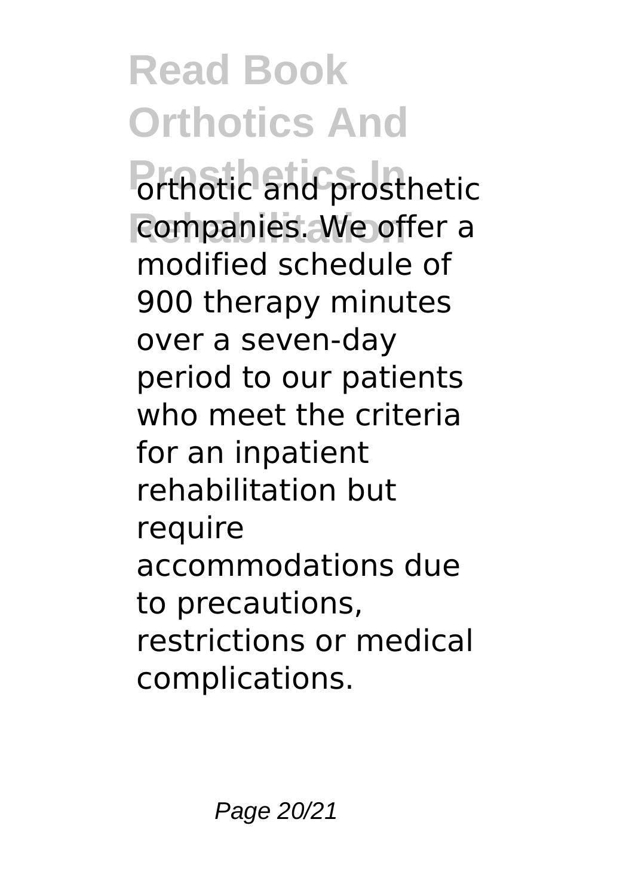orthotic and prosthetic companies. We offer a modified schedule of 900 therapy minutes over a seven-day period to our patients who meet the criteria for an inpatient rehabilitation but require accommodations due to precautions, restrictions or medical complications.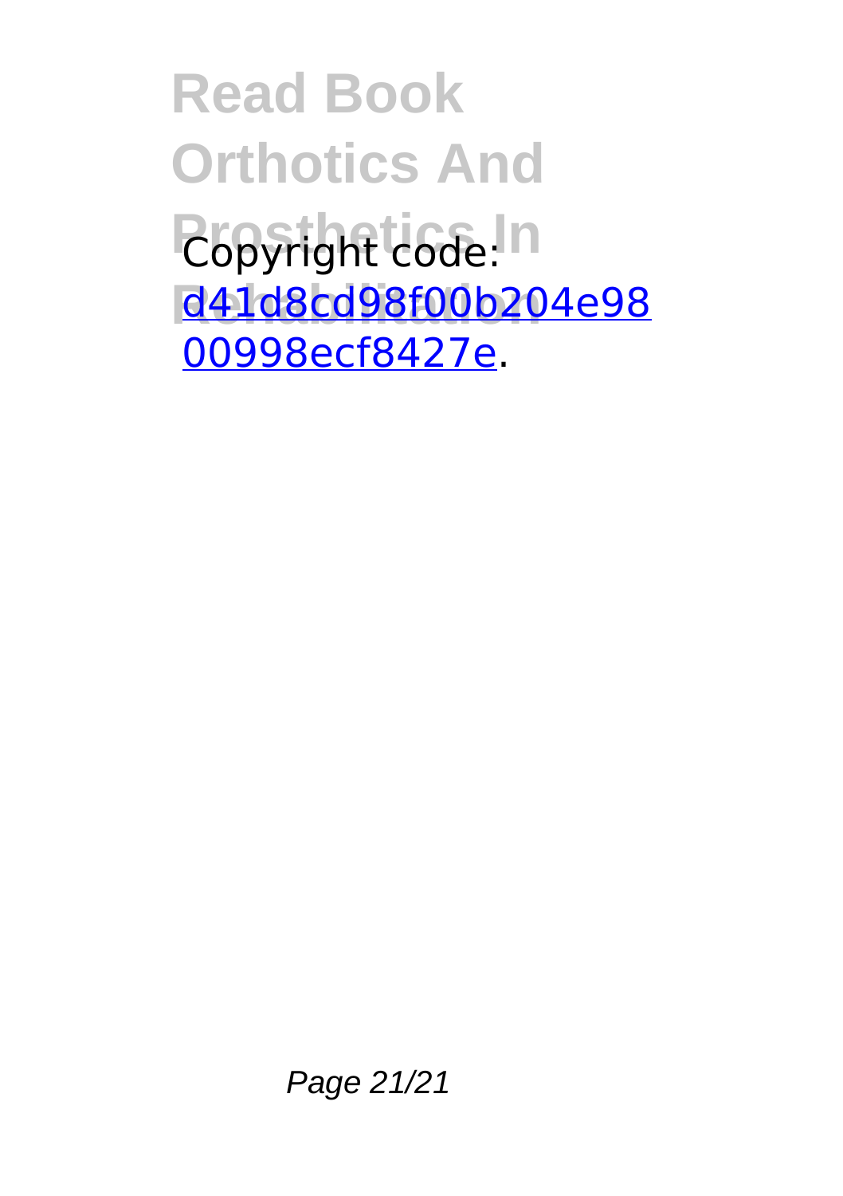Copyright code: [d41d8cd98f00b204e9800998ecf8427e](d41d8cd98f00b204e9800998ecf8427e).